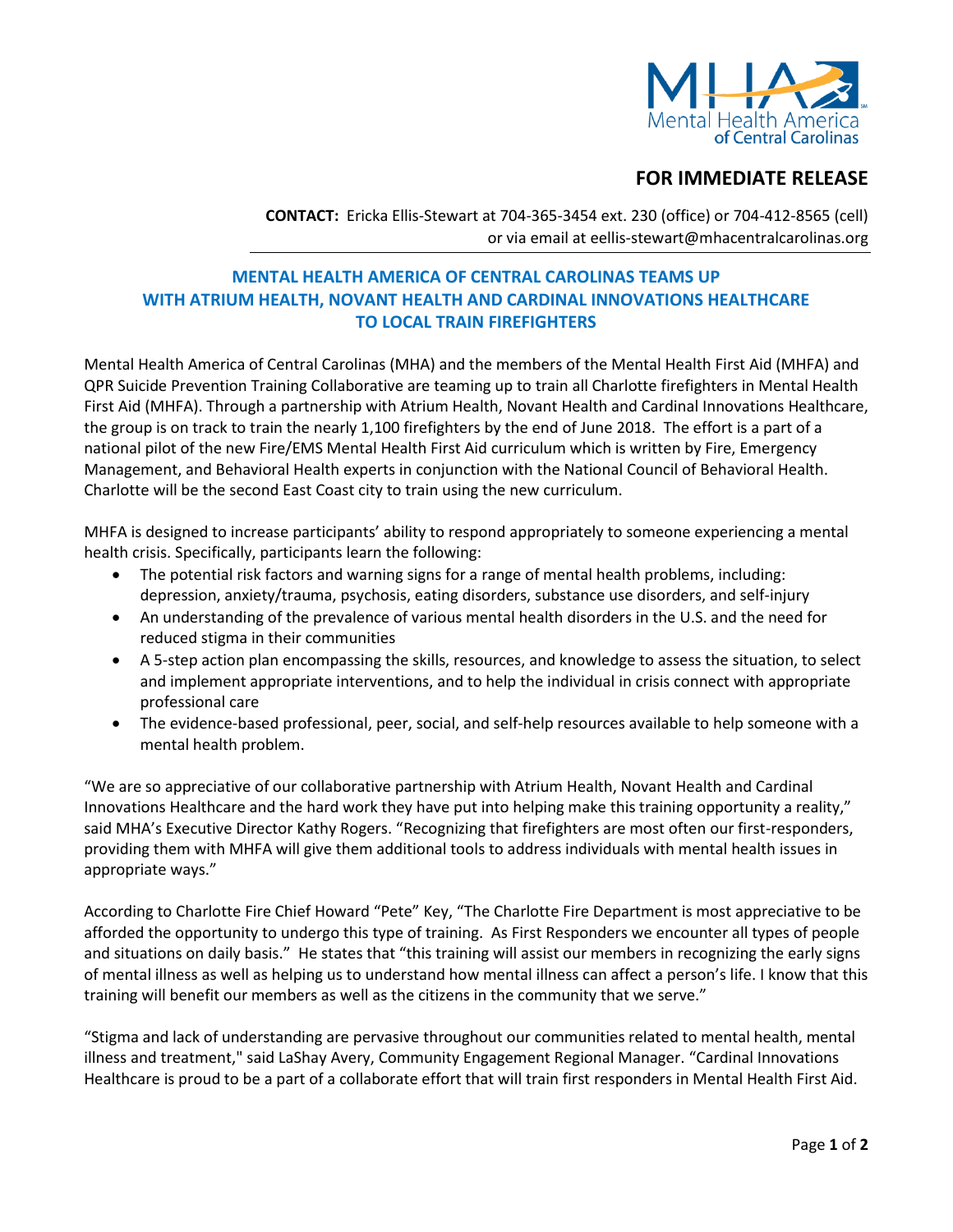# FOR IMMEDIATE RELEASE

**CONTACT:** Ericka Ellis-Stewart at 704-365-3454 ext. 230 (office) or 704-412-8565 (cell) or via email at eellis-stewart@mhacentralcarolinas.org

## MENTAL HEALTH AMERICA OF CENTRAL CAROLINAS TEAMS UP WITH ATRIUM HEALTH, NOVANT HEALTH AND CARDINAL INNOVATIONS HEALTHCARE TO LOCAL TRAIN FIREFIGHTERS

Mental Health America of Central Carolinas (MHA) and the members of the Mental Health First Aid (MHFA) and QPR Suicide Prevention Training Collaborative are teaming up to train all Charlotte firefighters in Mental Health First Aid (MHFA). Through a partnership with Atrium Health, Novant Health and Cardinal Innovations Healthcare, the group is on track to train the nearly 1,100 firefighters by the end of June 2018. The effort is a part of a national pilot of the new Fire/EMS Mental Health First Aid curriculum which is written by Fire, Emergency Management, and Behavioral Health experts in conjunction with the National Council of Behavioral Health. Charlotte will be the second East Coast city to train using the new curriculum.

MHFA is designed to increase participants' ability to respond appropriately to someone experiencing a mental health crisis. Specifically, participants learn the following:

- The potential risk factors and warning signs for a range of mental health problems, including: depression, anxiety/trauma, psychosis, eating disorders, substance use disorders, and self-injury
- An understanding of the prevalence of various mental health disorders in the U.S. and the need for reduced stigma in their communities
- A 5-step action plan encompassing the skills, resources, and knowledge to assess the situation, to select and implement appropriate interventions, and to help the individual in crisis connect with appropriate professional care
- The evidence-based professional, peer, social, and self-help resources available to help someone with a mental health problem.

"We are so appreciative of our collaborative partnership with Atrium Health, Novant Health and Cardinal Innovations Healthcare and the hard work they have put into helping make this training opportunity a reality," said MHA's Executive Director Kathy Rogers. "Recognizing that firefighters are most often our first-responders, providing them with MHFA will give them additional tools to address individuals with mental health issues in appropriate ways."

According to Charlotte Fire Chief Howard "Pete" Key, "The Charlotte Fire Department is most appreciative to be afforded the opportunity to undergo this type of training. As First Responders we encounter all types of people and situations on daily basis." He states that "this training will assist our members in recognizing the early signs of mental illness as well as helping us to understand how mental illness can affect a person's life. I know that this training will benefit our members as well as the citizens in the community that we serve."

"Stigma and lack of understanding are pervasive throughout our communities related to mental health, mental illness and treatment," said LaShay Avery, Community Engagement Regional Manager. "Cardinal Innovations Healthcare is proud to be a part of a collaborate effort that will train first responders in Mental Health First Aid.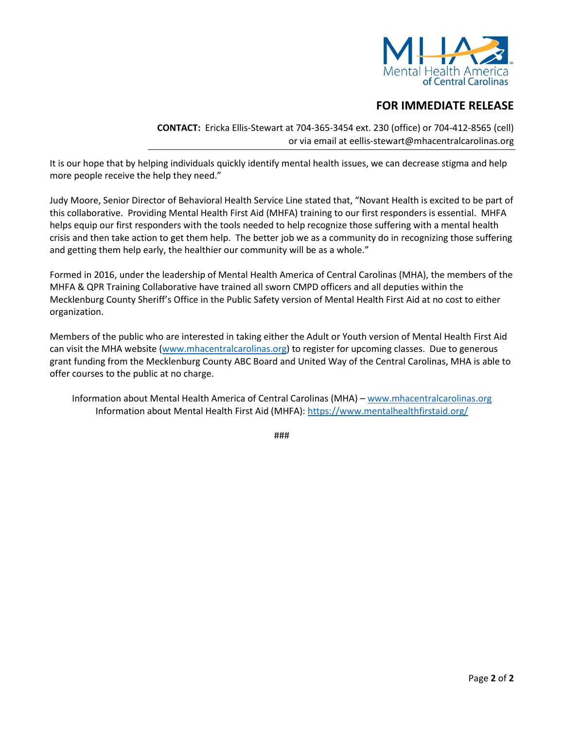**FOR IMMEDIATE RELEASE**

**CONTACT:** Ericka Ellis-Stewart at 704-365-3454 ext. 230 (office) or 704-412-8565 (cell) or via email at eellis-stewart@mhacentralcarolinas.org

It is our hope that by helping individuals quickly identify mental health issues, we can decrease stigma and help more people receive the help they need."

Judy Moore, Senior Director of Behavioral Health Service Line stated that, "Novant Health is excited to be part of this collaborative. Providing Mental Health First Aid (MHFA) training to our first responders is essential. MHFA helps equip our first responders with the tools needed to help recognize those suffering with a mental health crisis and then take action to get them help. The better job we as a community do in recognizing those suffering and getting them help early, the healthier our community will be as a whole."

Formed in 2016, under the leadership of Mental Health America of Central Carolinas (MHA), the members of the MHFA & QPR Training Collaborative have trained all sworn CMPD officers and all deputies within the Mecklenburg County Sheriff's Office in the Public Safety version of Mental Health First Aid at no cost to either organization.

Members of the public who are interested in taking either the Adult or Youth version of Mental Health First Aid can visit the MHA website (www.mhacentralcarolinas.org) to register for upcoming classes. Due to generous grant funding from the Mecklenburg County ABC Board and United Way of the Central Carolinas, MHA is able to offer courses to the public at no charge.

Information about Mental Health America of Central Carolinas (MHA) – www.mhacentralcarolinas.org
Information about Mental Health First Aid (MHFA): https://www.mentalhealthfirstaid.org/

###